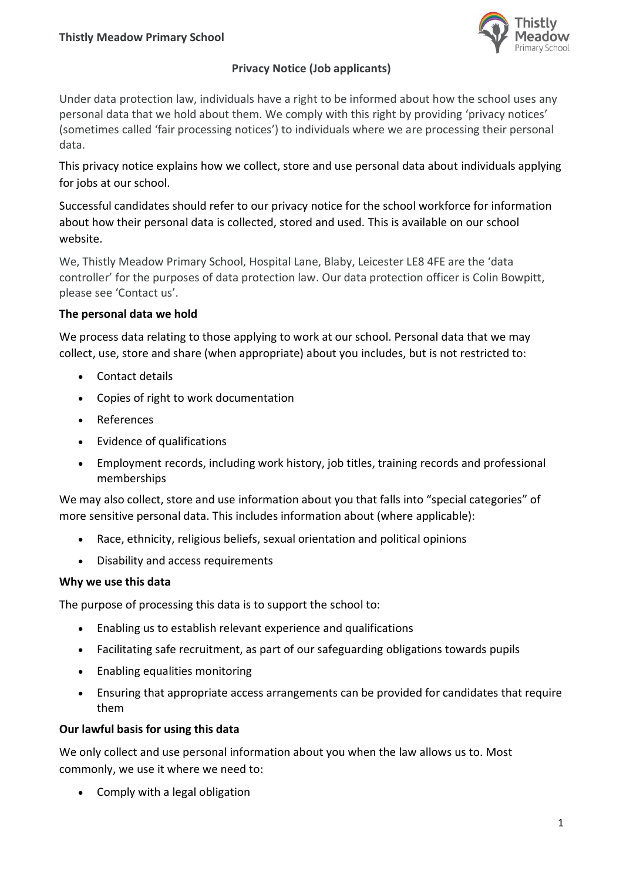**Thistly Meadow Primary School**

# Privacy Notice (Job applicants)

Under data protection law, individuals have a right to be informed about how the school uses any personal data that we hold about them. We comply with this right by providing 'privacy notices' (sometimes called 'fair processing notices') to individuals where we are processing their personal data.

This privacy notice explains how we collect, store and use personal data about individuals applying for jobs at our school.

Successful candidates should refer to our privacy notice for the school workforce for information about how their personal data is collected, stored and used. This is available on our school website.

We, Thistly Meadow Primary School, Hospital Lane, Blaby, Leicester LE8 4FE are the 'data controller' for the purposes of data protection law. Our data protection officer is Colin Bowpitt, please see 'Contact us'.

## The personal data we hold

We process data relating to those applying to work at our school. Personal data that we may collect, use, store and share (when appropriate) about you includes, but is not restricted to:

- Contact details
- Copies of right to work documentation
- References
- Evidence of qualifications
- Employment records, including work history, job titles, training records and professional memberships

We may also collect, store and use information about you that falls into "special categories" of more sensitive personal data. This includes information about (where applicable):

- Race, ethnicity, religious beliefs, sexual orientation and political opinions
- Disability and access requirements

## Why we use this data

The purpose of processing this data is to support the school to:

- Enabling us to establish relevant experience and qualifications
- Facilitating safe recruitment, as part of our safeguarding obligations towards pupils
- Enabling equalities monitoring
- Ensuring that appropriate access arrangements can be provided for candidates that require them

## Our lawful basis for using this data

We only collect and use personal information about you when the law allows us to. Most commonly, we use it where we need to:

- Comply with a legal obligation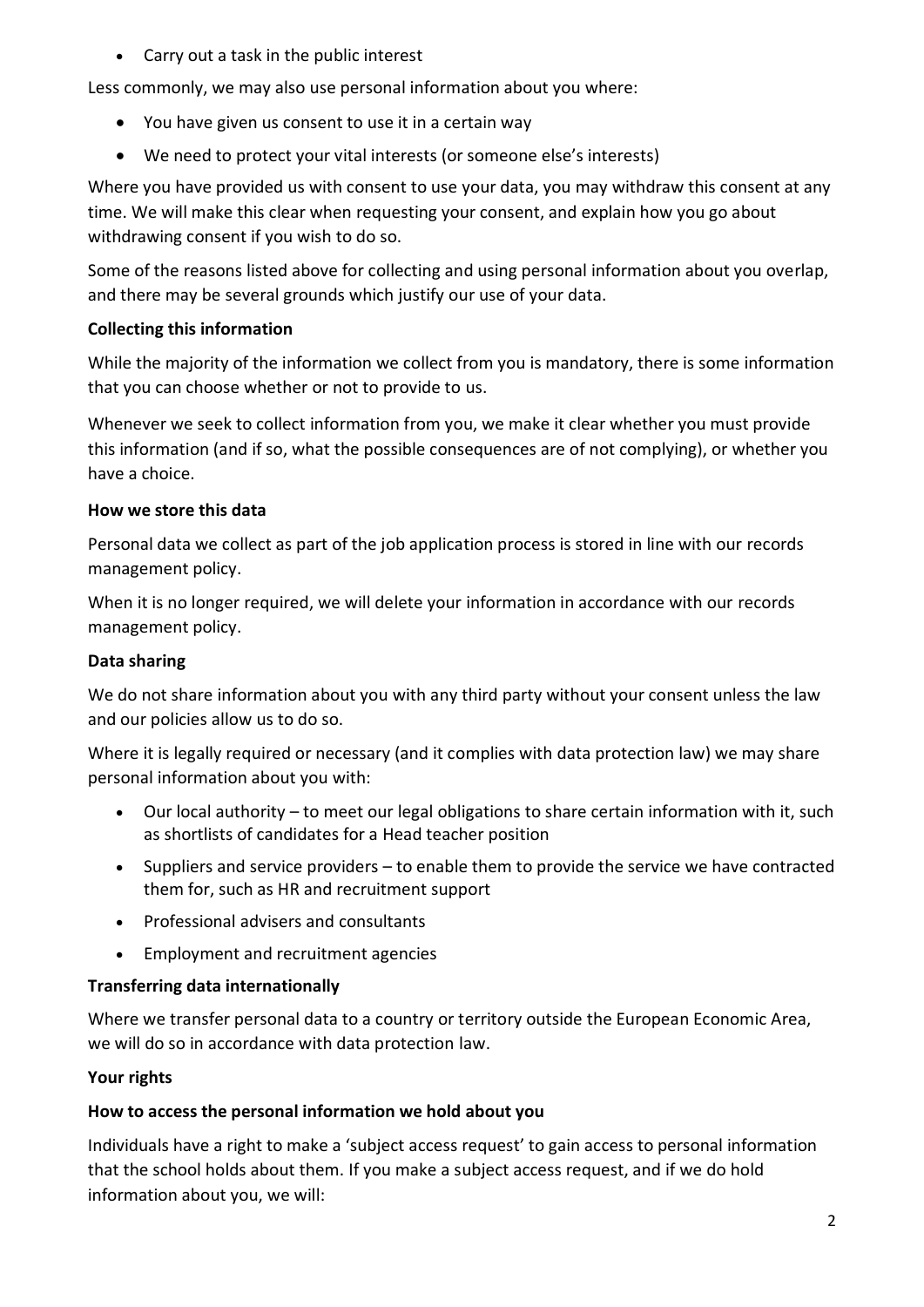- Carry out a task in the public interest

Less commonly, we may also use personal information about you where:

- You have given us consent to use it in a certain way
- We need to protect your vital interests (or someone else's interests)

Where you have provided us with consent to use your data, you may withdraw this consent at any time. We will make this clear when requesting your consent, and explain how you go about withdrawing consent if you wish to do so.

Some of the reasons listed above for collecting and using personal information about you overlap, and there may be several grounds which justify our use of your data.

**Collecting this information**

While the majority of the information we collect from you is mandatory, there is some information that you can choose whether or not to provide to us.

Whenever we seek to collect information from you, we make it clear whether you must provide this information (and if so, what the possible consequences are of not complying), or whether you have a choice.

**How we store this data**

Personal data we collect as part of the job application process is stored in line with our records management policy.

When it is no longer required, we will delete your information in accordance with our records management policy.

**Data sharing**

We do not share information about you with any third party without your consent unless the law and our policies allow us to do so.

Where it is legally required or necessary (and it complies with data protection law) we may share personal information about you with:

- Our local authority – to meet our legal obligations to share certain information with it, such as shortlists of candidates for a Head teacher position
- Suppliers and service providers – to enable them to provide the service we have contracted them for, such as HR and recruitment support
- Professional advisers and consultants
- Employment and recruitment agencies

**Transferring data internationally**

Where we transfer personal data to a country or territory outside the European Economic Area, we will do so in accordance with data protection law.

**Your rights**

**How to access the personal information we hold about you**

Individuals have a right to make a 'subject access request' to gain access to personal information that the school holds about them. If you make a subject access request, and if we do hold information about you, we will: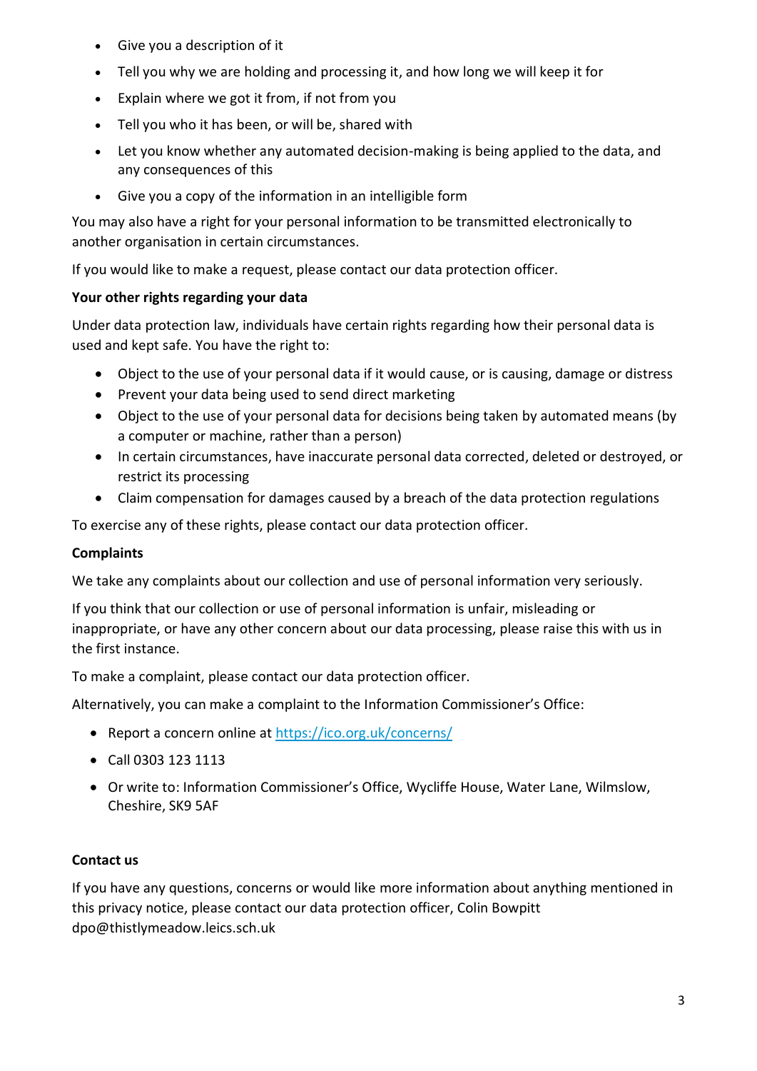- Give you a description of it
- Tell you why we are holding and processing it, and how long we will keep it for
- Explain where we got it from, if not from you
- Tell you who it has been, or will be, shared with
- Let you know whether any automated decision-making is being applied to the data, and any consequences of this
- Give you a copy of the information in an intelligible form

You may also have a right for your personal information to be transmitted electronically to another organisation in certain circumstances.

If you would like to make a request, please contact our data protection officer.

**Your other rights regarding your data**

Under data protection law, individuals have certain rights regarding how their personal data is used and kept safe. You have the right to:

- Object to the use of your personal data if it would cause, or is causing, damage or distress
- Prevent your data being used to send direct marketing
- Object to the use of your personal data for decisions being taken by automated means (by a computer or machine, rather than a person)
- In certain circumstances, have inaccurate personal data corrected, deleted or destroyed, or restrict its processing
- Claim compensation for damages caused by a breach of the data protection regulations

To exercise any of these rights, please contact our data protection officer.

**Complaints**

We take any complaints about our collection and use of personal information very seriously.

If you think that our collection or use of personal information is unfair, misleading or inappropriate, or have any other concern about our data processing, please raise this with us in the first instance.

To make a complaint, please contact our data protection officer.

Alternatively, you can make a complaint to the Information Commissioner's Office:

- Report a concern online at https://ico.org.uk/concerns/
- Call 0303 123 1113
- Or write to: Information Commissioner's Office, Wycliffe House, Water Lane, Wilmslow, Cheshire, SK9 5AF

**Contact us**

If you have any questions, concerns or would like more information about anything mentioned in this privacy notice, please contact our data protection officer, Colin Bowpitt dpo@thistlymeadow.leics.sch.uk